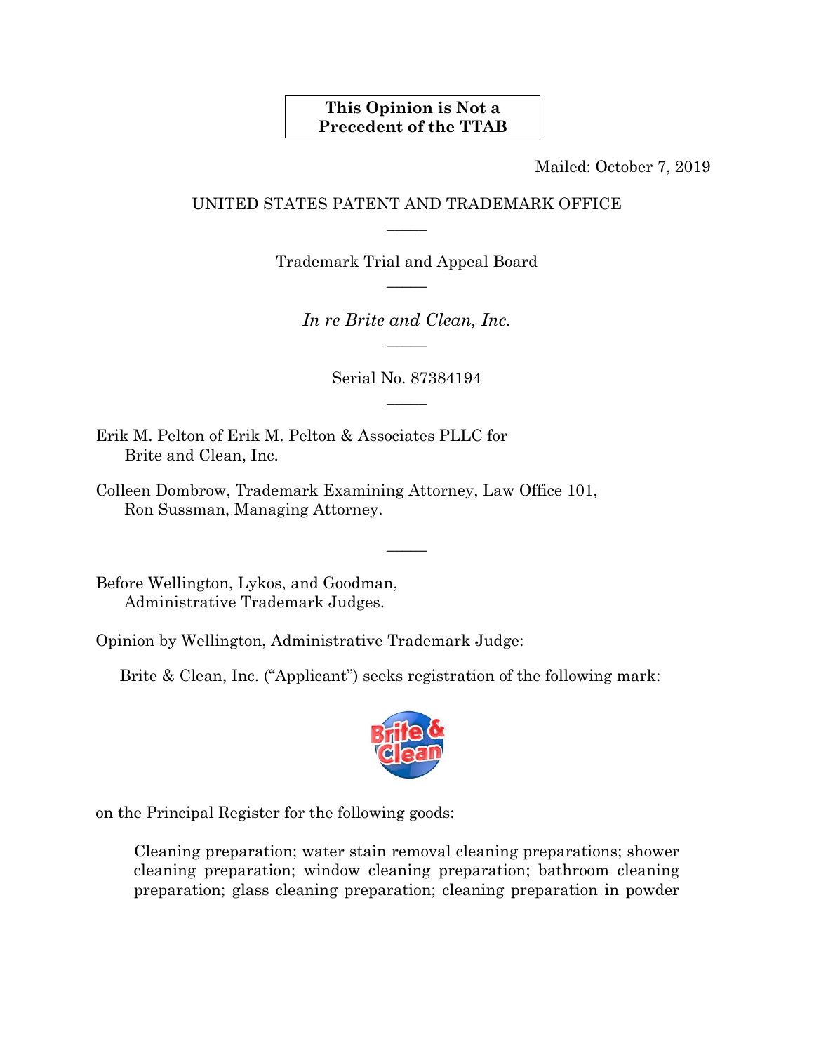**This Opinion is Not a Precedent of the TTAB**

Mailed: October 7, 2019

UNITED STATES PATENT AND TRADEMARK OFFICE

———

Trademark Trial and Appeal Board

———

*In re Brite and Clean, Inc.*

———

Serial No. 87384194

———

Erik M. Pelton of Erik M. Pelton & Associates PLLC for Brite and Clean, Inc.

Colleen Dombrow, Trademark Examining Attorney, Law Office 101, Ron Sussman, Managing Attorney.

———

Before Wellington, Lykos, and Goodman, Administrative Trademark Judges.

Opinion by Wellington, Administrative Trademark Judge:

Brite & Clean, Inc. ("Applicant") seeks registration of the following mark:

on the Principal Register for the following goods:

> Cleaning preparation; water stain removal cleaning preparations; shower cleaning preparation; window cleaning preparation; bathroom cleaning preparation; glass cleaning preparation; cleaning preparation in powder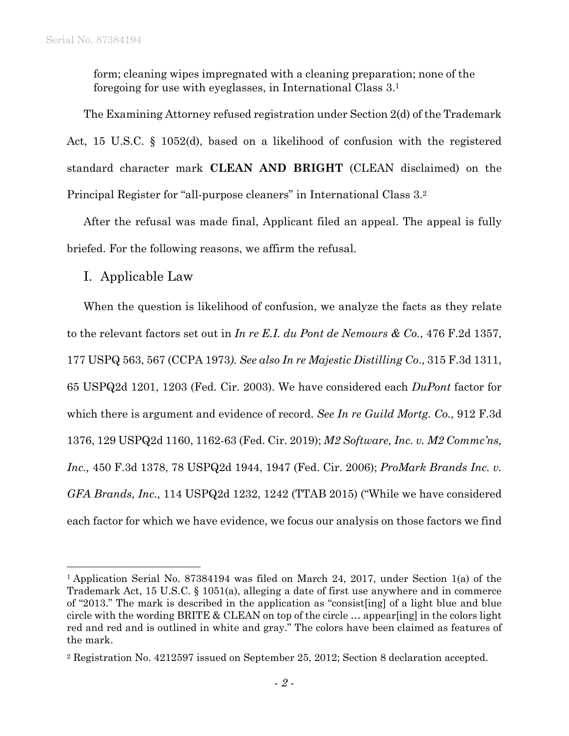form; cleaning wipes impregnated with a cleaning preparation; none of the foregoing for use with eyeglasses, in International Class 3.[1]

The Examining Attorney refused registration under Section 2(d) of the Trademark Act, 15 U.S.C. § 1052(d), based on a likelihood of confusion with the registered standard character mark **CLEAN AND BRIGHT** (CLEAN disclaimed) on the Principal Register for "all-purpose cleaners" in International Class 3.[2]

After the refusal was made final, Applicant filed an appeal. The appeal is fully briefed. For the following reasons, we affirm the refusal.

## I. Applicable Law

When the question is likelihood of confusion, we analyze the facts as they relate to the relevant factors set out in *In re E.I. du Pont de Nemours & Co.*, 476 F.2d 1357, 177 USPQ 563, 567 (CCPA 1973*). See also In re Majestic Distilling Co*., 315 F.3d 1311, 65 USPQ2d 1201, 1203 (Fed. Cir. 2003). We have considered each *DuPont* factor for which there is argument and evidence of record. *See In re Guild Mortg. Co.,* 912 F.3d 1376, 129 USPQ2d 1160, 1162-63 (Fed. Cir. 2019); *M2 Software, Inc. v. M2 Commc'ns, Inc.,* 450 F.3d 1378, 78 USPQ2d 1944, 1947 (Fed. Cir. 2006); *ProMark Brands Inc. v. GFA Brands, Inc.,* 114 USPQ2d 1232, 1242 (TTAB 2015) ("While we have considered each factor for which we have evidence, we focus our analysis on those factors we find

---

[1] Application Serial No. 87384194 was filed on March 24, 2017, under Section 1(a) of the Trademark Act, 15 U.S.C. § 1051(a), alleging a date of first use anywhere and in commerce of "2013." The mark is described in the application as "consist[ing] of a light blue and blue circle with the wording BRITE & CLEAN on top of the circle … appear[ing] in the colors light red and red and is outlined in white and gray." The colors have been claimed as features of the mark.

[2] Registration No. 4212597 issued on September 25, 2012; Section 8 declaration accepted.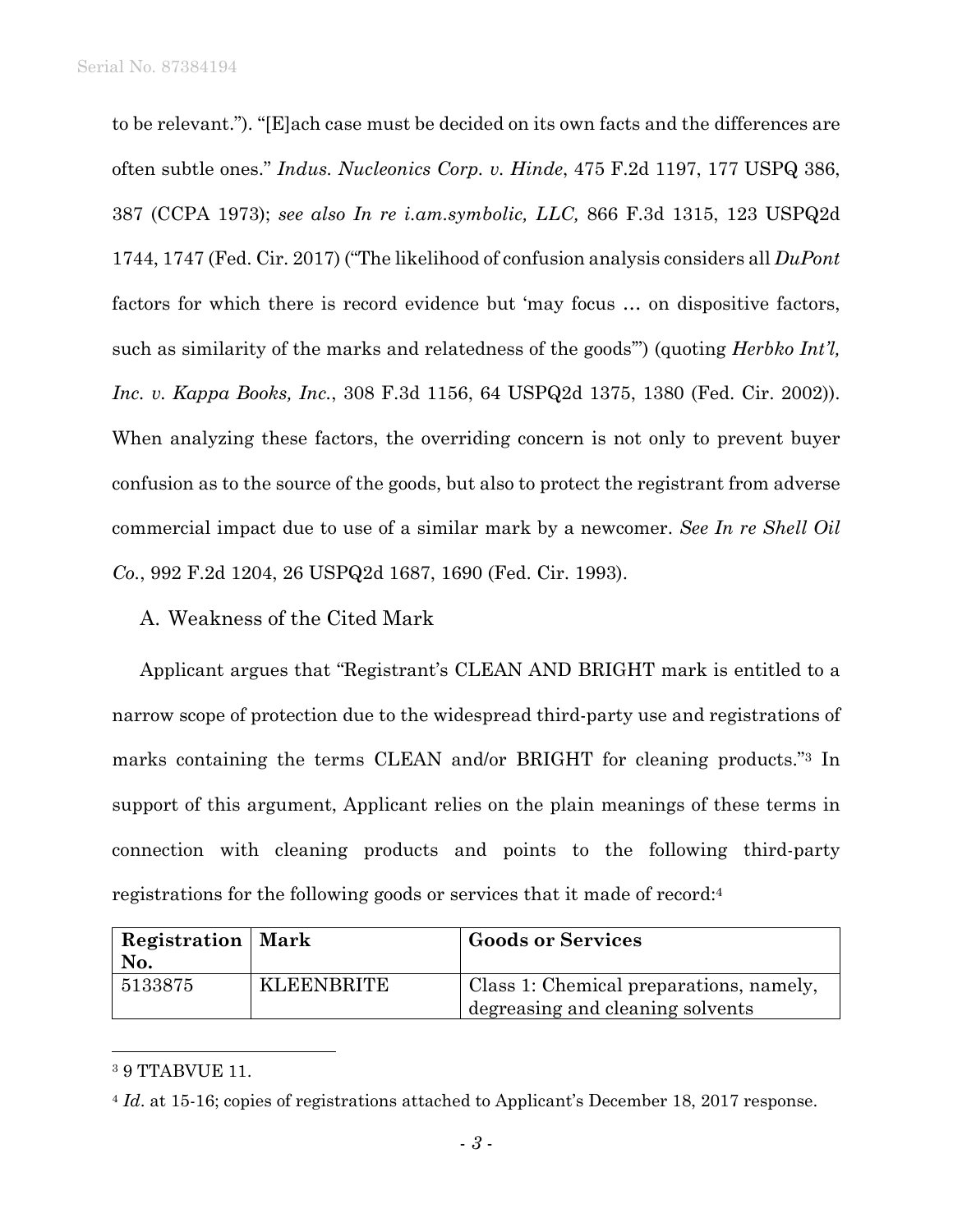to be relevant."). "[E]ach case must be decided on its own facts and the differences are often subtle ones." *Indus. Nucleonics Corp. v. Hinde*, 475 F.2d 1197, 177 USPQ 386, 387 (CCPA 1973); *see also In re i.am.symbolic, LLC,* 866 F.3d 1315, 123 USPQ2d 1744, 1747 (Fed. Cir. 2017) ("The likelihood of confusion analysis considers all *DuPont* factors for which there is record evidence but 'may focus … on dispositive factors, such as similarity of the marks and relatedness of the goods'") (quoting *Herbko Int'l, Inc. v. Kappa Books, Inc.*, 308 F.3d 1156, 64 USPQ2d 1375, 1380 (Fed. Cir. 2002)). When analyzing these factors, the overriding concern is not only to prevent buyer confusion as to the source of the goods, but also to protect the registrant from adverse commercial impact due to use of a similar mark by a newcomer. *See In re Shell Oil Co.*, 992 F.2d 1204, 26 USPQ2d 1687, 1690 (Fed. Cir. 1993).

A. Weakness of the Cited Mark

Applicant argues that "Registrant's CLEAN AND BRIGHT mark is entitled to a narrow scope of protection due to the widespread third-party use and registrations of marks containing the terms CLEAN and/or BRIGHT for cleaning products."[3] In support of this argument, Applicant relies on the plain meanings of these terms in connection with cleaning products and points to the following third-party registrations for the following goods or services that it made of record:[4]

| **Registration No.** | **Mark** | **Goods or Services** |
|---|---|---|
| 5133875 | KLEENBRITE | Class 1: Chemical preparations, namely, degreasing and cleaning solvents |

[3] 9 TTABVUE 11.

[4] *Id*. at 15-16; copies of registrations attached to Applicant's December 18, 2017 response.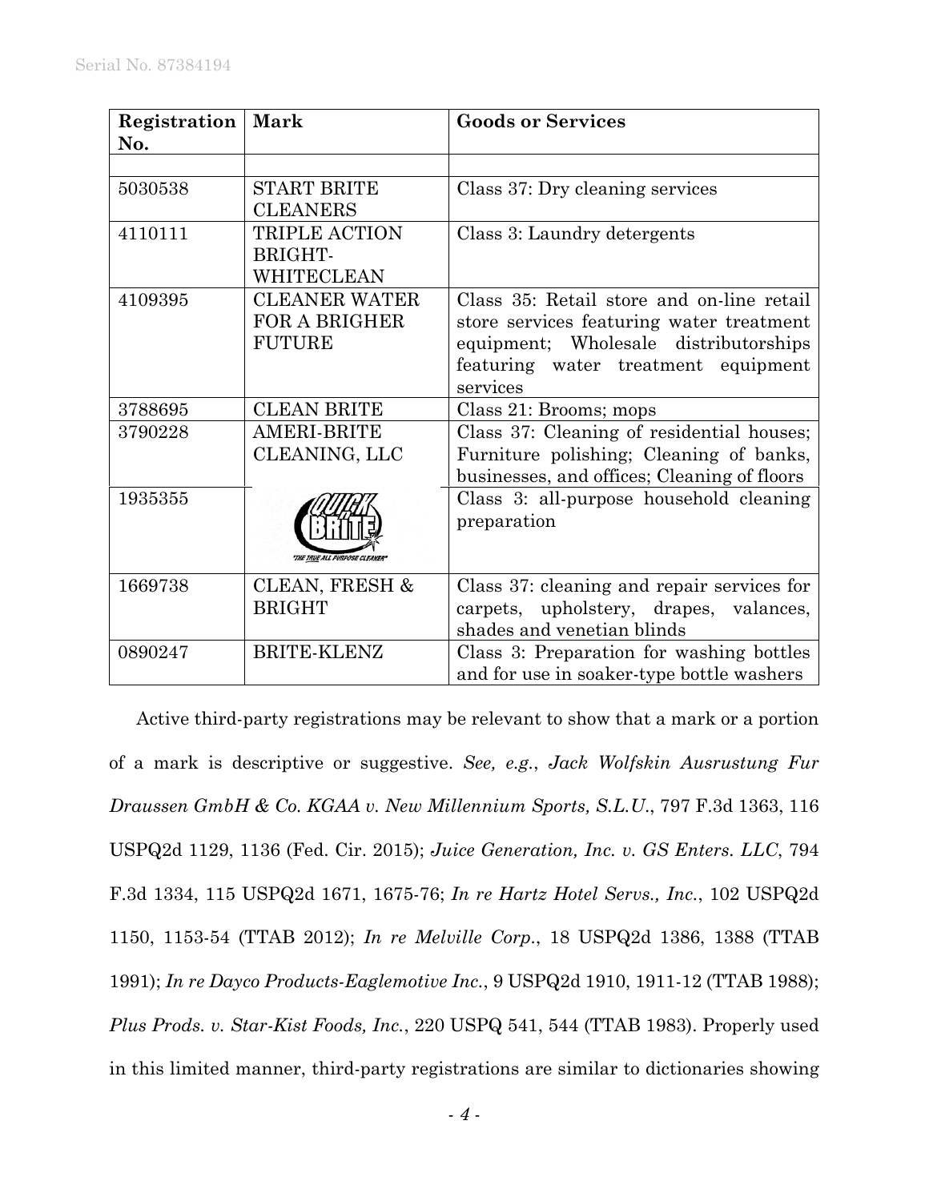| Registration No. | Mark | Goods or Services |
|---|---|---|
| | | |
| 5030538 | START BRITE CLEANERS | Class 37: Dry cleaning services |
| 4110111 | TRIPLE ACTION BRIGHT-WHITECLEAN | Class 3: Laundry detergents |
| 4109395 | CLEANER WATER FOR A BRIGHER FUTURE | Class 35: Retail store and on-line retail store services featuring water treatment equipment; Wholesale distributorships featuring water treatment equipment services |
| 3788695 | CLEAN BRITE | Class 21: Brooms; mops |
| 3790228 | AMERI-BRITE CLEANING, LLC | Class 37: Cleaning of residential houses; Furniture polishing; Cleaning of banks, businesses, and offices; Cleaning of floors |
| 1935355 | QUICK BRITE "THE TRUE ALL PURPOSE CLEANER" | Class 3: all-purpose household cleaning preparation |
| 1669738 | CLEAN, FRESH & BRIGHT | Class 37: cleaning and repair services for carpets, upholstery, drapes, valances, shades and venetian blinds |
| 0890247 | BRITE-KLENZ | Class 3: Preparation for washing bottles and for use in soaker-type bottle washers |

Active third-party registrations may be relevant to show that a mark or a portion of a mark is descriptive or suggestive. *See, e.g.*, *Jack Wolfskin Ausrustung Fur Draussen GmbH & Co. KGAA v. New Millennium Sports, S.L.U.*, 797 F.3d 1363, 116 USPQ2d 1129, 1136 (Fed. Cir. 2015); *Juice Generation, Inc. v. GS Enters. LLC*, 794 F.3d 1334, 115 USPQ2d 1671, 1675-76; *In re Hartz Hotel Servs., Inc.*, 102 USPQ2d 1150, 1153-54 (TTAB 2012); *In re Melville Corp.*, 18 USPQ2d 1386, 1388 (TTAB 1991); *In re Dayco Products-Eaglemotive Inc.*, 9 USPQ2d 1910, 1911-12 (TTAB 1988); *Plus Prods. v. Star-Kist Foods, Inc.*, 220 USPQ 541, 544 (TTAB 1983). Properly used in this limited manner, third-party registrations are similar to dictionaries showing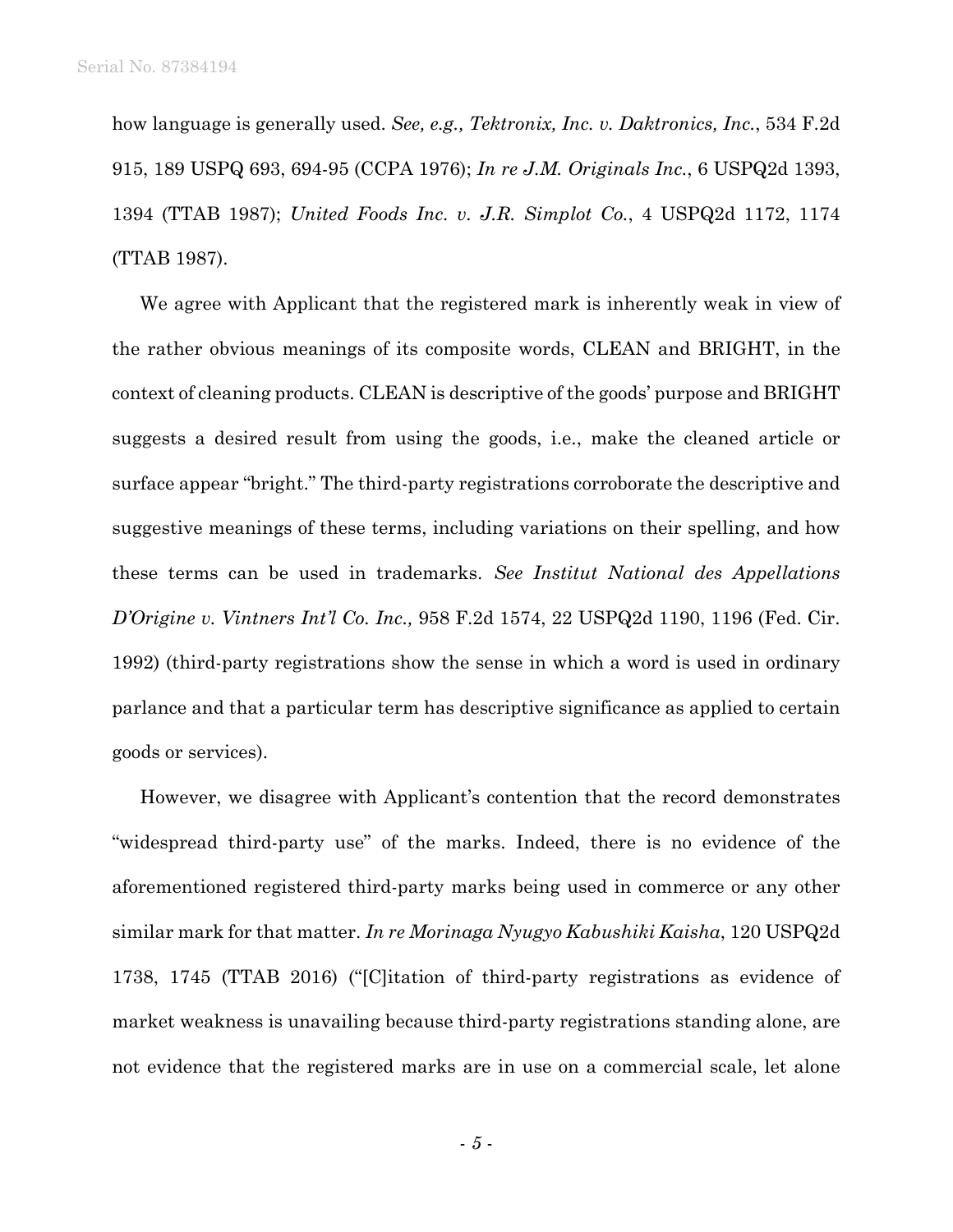how language is generally used. *See, e.g., Tektronix, Inc. v. Daktronics, Inc.*, 534 F.2d 915, 189 USPQ 693, 694-95 (CCPA 1976); *In re J.M. Originals Inc.*, 6 USPQ2d 1393, 1394 (TTAB 1987); *United Foods Inc. v. J.R. Simplot Co.*, 4 USPQ2d 1172, 1174 (TTAB 1987).

We agree with Applicant that the registered mark is inherently weak in view of the rather obvious meanings of its composite words, CLEAN and BRIGHT, in the context of cleaning products. CLEAN is descriptive of the goods' purpose and BRIGHT suggests a desired result from using the goods, i.e., make the cleaned article or surface appear "bright." The third-party registrations corroborate the descriptive and suggestive meanings of these terms, including variations on their spelling, and how these terms can be used in trademarks. *See Institut National des Appellations D'Origine v. Vintners Int'l Co. Inc.,* 958 F.2d 1574, 22 USPQ2d 1190, 1196 (Fed. Cir. 1992) (third-party registrations show the sense in which a word is used in ordinary parlance and that a particular term has descriptive significance as applied to certain goods or services).

However, we disagree with Applicant's contention that the record demonstrates "widespread third-party use" of the marks. Indeed, there is no evidence of the aforementioned registered third-party marks being used in commerce or any other similar mark for that matter. *In re Morinaga Nyugyo Kabushiki Kaisha*, 120 USPQ2d 1738, 1745 (TTAB 2016) ("[C]itation of third-party registrations as evidence of market weakness is unavailing because third-party registrations standing alone, are not evidence that the registered marks are in use on a commercial scale, let alone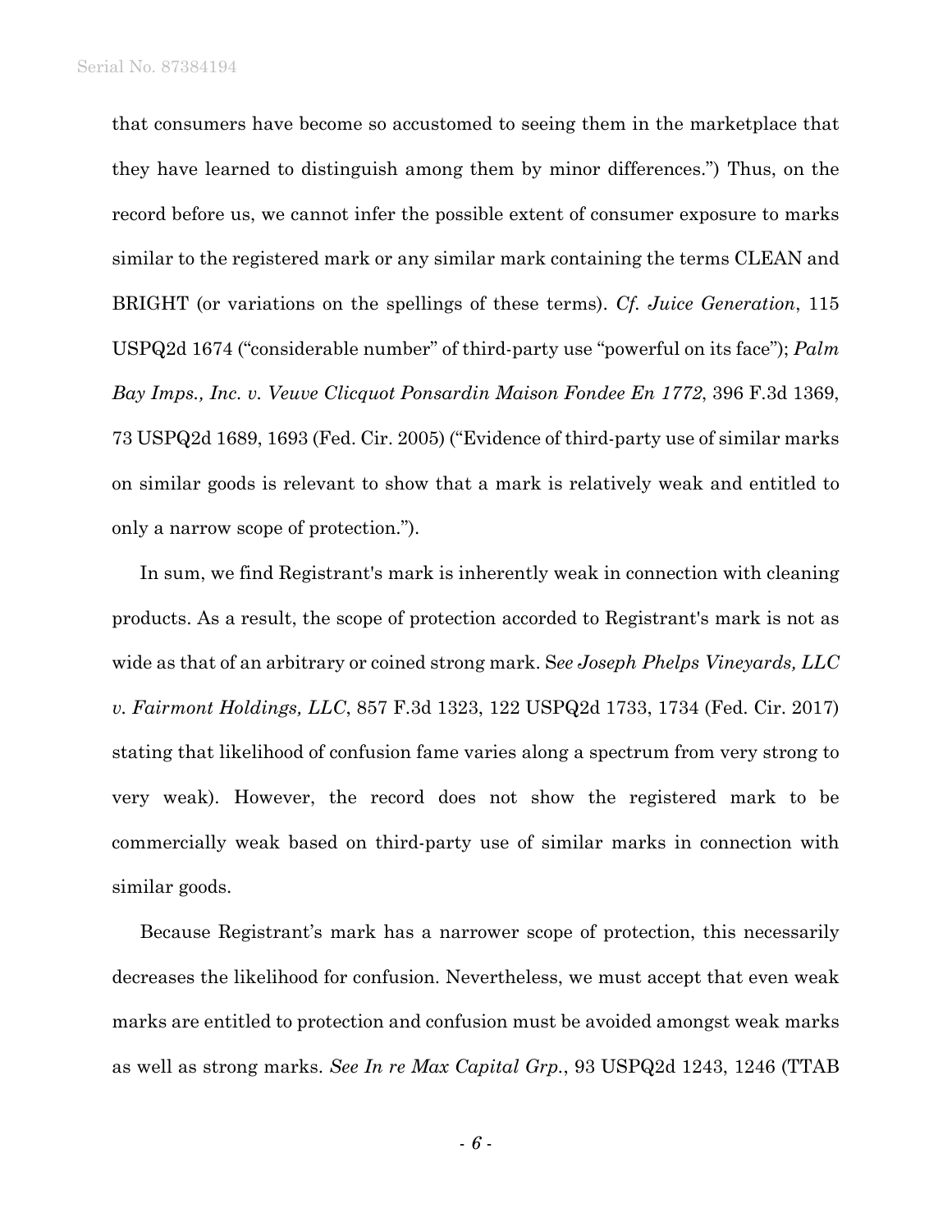that consumers have become so accustomed to seeing them in the marketplace that they have learned to distinguish among them by minor differences.") Thus, on the record before us, we cannot infer the possible extent of consumer exposure to marks similar to the registered mark or any similar mark containing the terms CLEAN and BRIGHT (or variations on the spellings of these terms). *Cf. Juice Generation*, 115 USPQ2d 1674 ("considerable number" of third-party use "powerful on its face"); *Palm Bay Imps., Inc. v. Veuve Clicquot Ponsardin Maison Fondee En 1772*, 396 F.3d 1369, 73 USPQ2d 1689, 1693 (Fed. Cir. 2005) ("Evidence of third-party use of similar marks on similar goods is relevant to show that a mark is relatively weak and entitled to only a narrow scope of protection.").

In sum, we find Registrant's mark is inherently weak in connection with cleaning products. As a result, the scope of protection accorded to Registrant's mark is not as wide as that of an arbitrary or coined strong mark. S*ee Joseph Phelps Vineyards, LLC v. Fairmont Holdings, LLC*, 857 F.3d 1323, 122 USPQ2d 1733, 1734 (Fed. Cir. 2017) stating that likelihood of confusion fame varies along a spectrum from very strong to very weak). However, the record does not show the registered mark to be commercially weak based on third-party use of similar marks in connection with similar goods.

Because Registrant's mark has a narrower scope of protection, this necessarily decreases the likelihood for confusion. Nevertheless, we must accept that even weak marks are entitled to protection and confusion must be avoided amongst weak marks as well as strong marks. *See In re Max Capital Grp.*, 93 USPQ2d 1243, 1246 (TTAB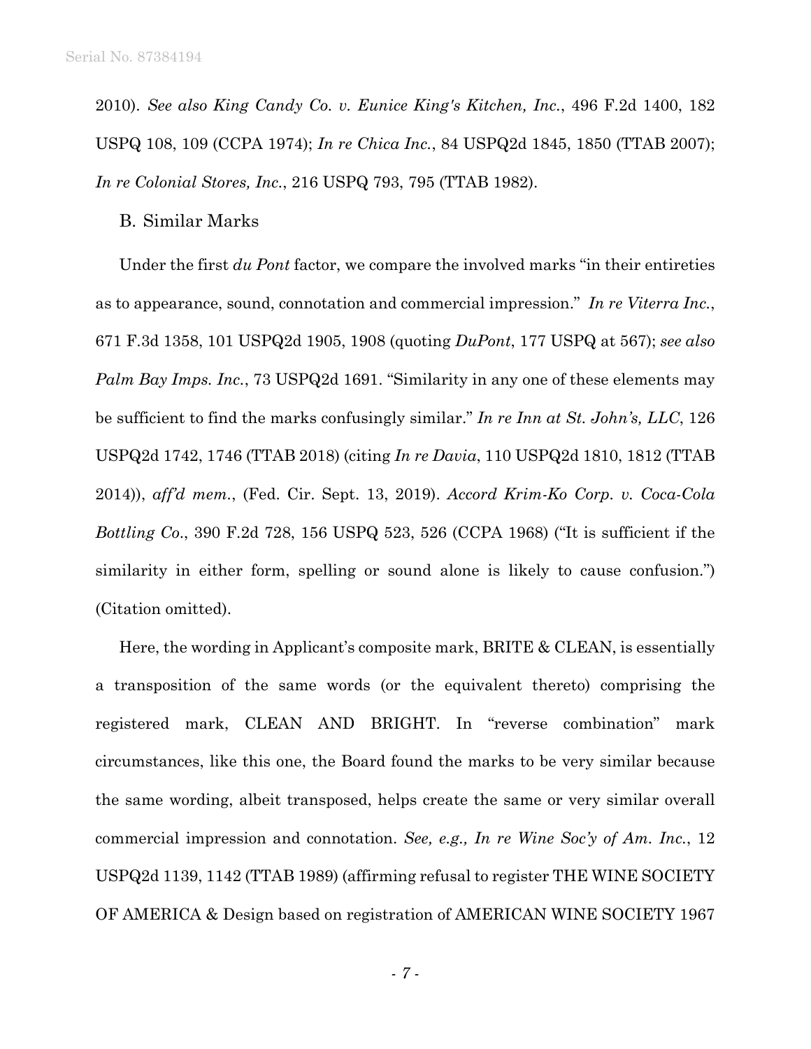2010). *See also King Candy Co. v. Eunice King's Kitchen, Inc.*, 496 F.2d 1400, 182 USPQ 108, 109 (CCPA 1974); *In re Chica Inc.*, 84 USPQ2d 1845, 1850 (TTAB 2007); *In re Colonial Stores, Inc.*, 216 USPQ 793, 795 (TTAB 1982).

B. Similar Marks

Under the first *du Pont* factor, we compare the involved marks "in their entireties as to appearance, sound, connotation and commercial impression." *In re Viterra Inc.*, 671 F.3d 1358, 101 USPQ2d 1905, 1908 (quoting *DuPont*, 177 USPQ at 567); *see also Palm Bay Imps. Inc.*, 73 USPQ2d 1691. "Similarity in any one of these elements may be sufficient to find the marks confusingly similar." *In re Inn at St. John's, LLC*, 126 USPQ2d 1742, 1746 (TTAB 2018) (citing *In re Davia*, 110 USPQ2d 1810, 1812 (TTAB 2014)), *aff'd mem.*, (Fed. Cir. Sept. 13, 2019). *Accord Krim-Ko Corp. v. Coca-Cola Bottling Co.*, 390 F.2d 728, 156 USPQ 523, 526 (CCPA 1968) ("It is sufficient if the similarity in either form, spelling or sound alone is likely to cause confusion.") (Citation omitted).

Here, the wording in Applicant's composite mark, BRITE & CLEAN, is essentially a transposition of the same words (or the equivalent thereto) comprising the registered mark, CLEAN AND BRIGHT. In "reverse combination" mark circumstances, like this one, the Board found the marks to be very similar because the same wording, albeit transposed, helps create the same or very similar overall commercial impression and connotation. *See, e.g., In re Wine Soc'y of Am. Inc.*, 12 USPQ2d 1139, 1142 (TTAB 1989) (affirming refusal to register THE WINE SOCIETY OF AMERICA & Design based on registration of AMERICAN WINE SOCIETY 1967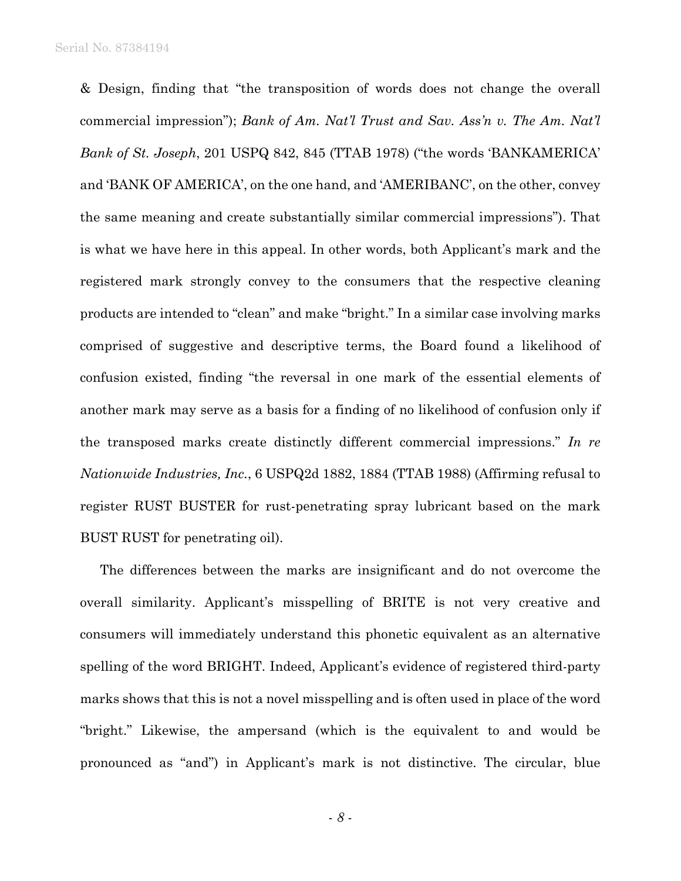& Design, finding that "the transposition of words does not change the overall commercial impression"); *Bank of Am. Nat'l Trust and Sav. Ass'n v. The Am. Nat'l Bank of St. Joseph*, 201 USPQ 842, 845 (TTAB 1978) ("the words 'BANKAMERICA' and 'BANK OF AMERICA', on the one hand, and 'AMERIBANC', on the other, convey the same meaning and create substantially similar commercial impressions"). That is what we have here in this appeal. In other words, both Applicant's mark and the registered mark strongly convey to the consumers that the respective cleaning products are intended to "clean" and make "bright." In a similar case involving marks comprised of suggestive and descriptive terms, the Board found a likelihood of confusion existed, finding "the reversal in one mark of the essential elements of another mark may serve as a basis for a finding of no likelihood of confusion only if the transposed marks create distinctly different commercial impressions." *In re Nationwide Industries, Inc.*, 6 USPQ2d 1882, 1884 (TTAB 1988) (Affirming refusal to register RUST BUSTER for rust-penetrating spray lubricant based on the mark BUST RUST for penetrating oil).

The differences between the marks are insignificant and do not overcome the overall similarity. Applicant's misspelling of BRITE is not very creative and consumers will immediately understand this phonetic equivalent as an alternative spelling of the word BRIGHT. Indeed, Applicant's evidence of registered third-party marks shows that this is not a novel misspelling and is often used in place of the word "bright." Likewise, the ampersand (which is the equivalent to and would be pronounced as "and") in Applicant's mark is not distinctive. The circular, blue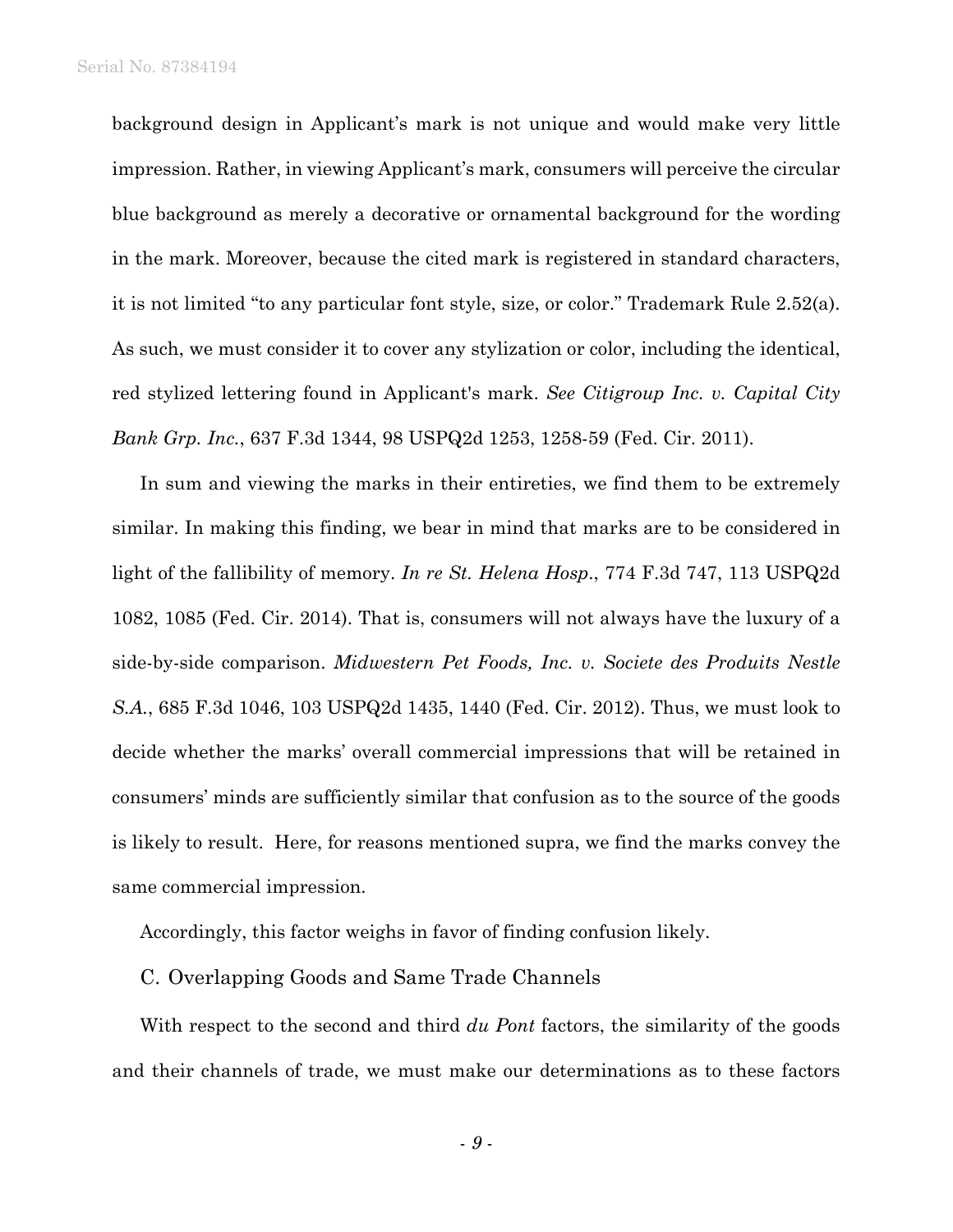background design in Applicant's mark is not unique and would make very little impression. Rather, in viewing Applicant's mark, consumers will perceive the circular blue background as merely a decorative or ornamental background for the wording in the mark. Moreover, because the cited mark is registered in standard characters, it is not limited "to any particular font style, size, or color." Trademark Rule 2.52(a). As such, we must consider it to cover any stylization or color, including the identical, red stylized lettering found in Applicant's mark. *See Citigroup Inc. v. Capital City Bank Grp. Inc.*, 637 F.3d 1344, 98 USPQ2d 1253, 1258-59 (Fed. Cir. 2011).

In sum and viewing the marks in their entireties, we find them to be extremely similar. In making this finding, we bear in mind that marks are to be considered in light of the fallibility of memory. *In re St. Helena Hosp.*, 774 F.3d 747, 113 USPQ2d 1082, 1085 (Fed. Cir. 2014). That is, consumers will not always have the luxury of a side-by-side comparison. *Midwestern Pet Foods, Inc. v. Societe des Produits Nestle S.A.*, 685 F.3d 1046, 103 USPQ2d 1435, 1440 (Fed. Cir. 2012). Thus, we must look to decide whether the marks' overall commercial impressions that will be retained in consumers' minds are sufficiently similar that confusion as to the source of the goods is likely to result. Here, for reasons mentioned supra, we find the marks convey the same commercial impression.

Accordingly, this factor weighs in favor of finding confusion likely.

### C. Overlapping Goods and Same Trade Channels

With respect to the second and third *du Pont* factors, the similarity of the goods and their channels of trade, we must make our determinations as to these factors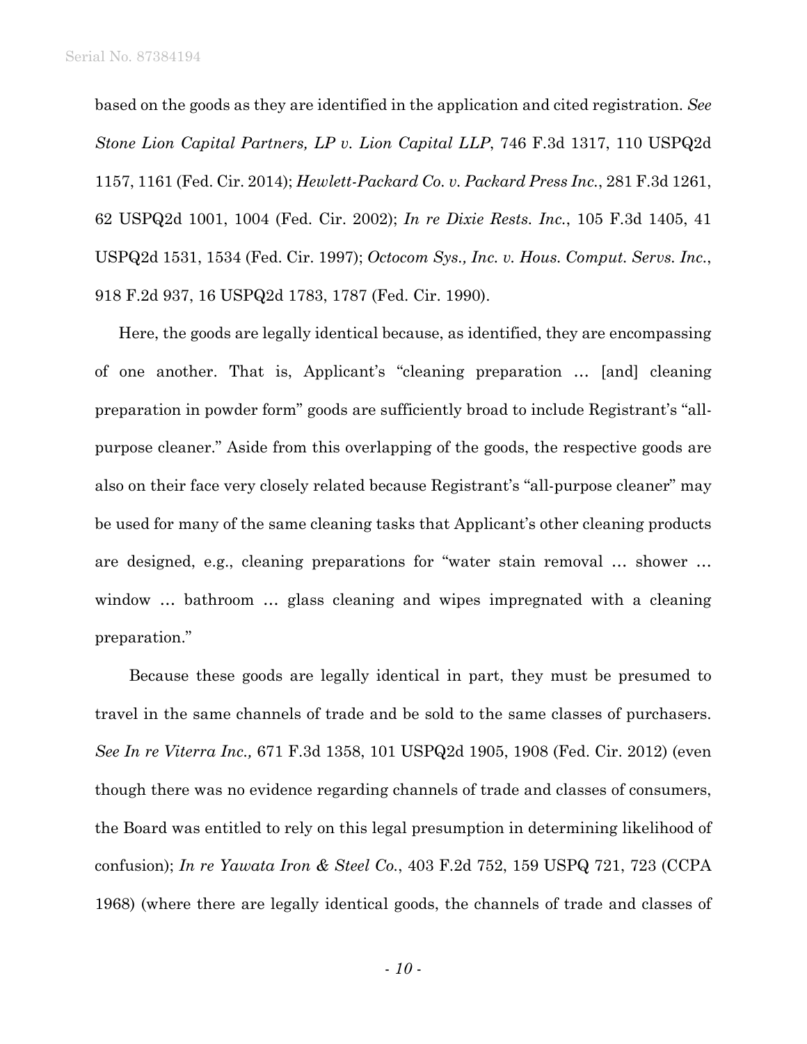based on the goods as they are identified in the application and cited registration. *See Stone Lion Capital Partners, LP v. Lion Capital LLP*, 746 F.3d 1317, 110 USPQ2d 1157, 1161 (Fed. Cir. 2014); *Hewlett-Packard Co. v. Packard Press Inc.*, 281 F.3d 1261, 62 USPQ2d 1001, 1004 (Fed. Cir. 2002); *In re Dixie Rests. Inc.*, 105 F.3d 1405, 41 USPQ2d 1531, 1534 (Fed. Cir. 1997); *Octocom Sys., Inc. v. Hous. Comput. Servs. Inc.*, 918 F.2d 937, 16 USPQ2d 1783, 1787 (Fed. Cir. 1990).

Here, the goods are legally identical because, as identified, they are encompassing of one another. That is, Applicant's "cleaning preparation … [and] cleaning preparation in powder form" goods are sufficiently broad to include Registrant's "all-purpose cleaner." Aside from this overlapping of the goods, the respective goods are also on their face very closely related because Registrant's "all-purpose cleaner" may be used for many of the same cleaning tasks that Applicant's other cleaning products are designed, e.g., cleaning preparations for "water stain removal … shower … window … bathroom … glass cleaning and wipes impregnated with a cleaning preparation."

Because these goods are legally identical in part, they must be presumed to travel in the same channels of trade and be sold to the same classes of purchasers. *See In re Viterra Inc.,* 671 F.3d 1358, 101 USPQ2d 1905, 1908 (Fed. Cir. 2012) (even though there was no evidence regarding channels of trade and classes of consumers, the Board was entitled to rely on this legal presumption in determining likelihood of confusion); *In re Yawata Iron & Steel Co.*, 403 F.2d 752, 159 USPQ 721, 723 (CCPA 1968) (where there are legally identical goods, the channels of trade and classes of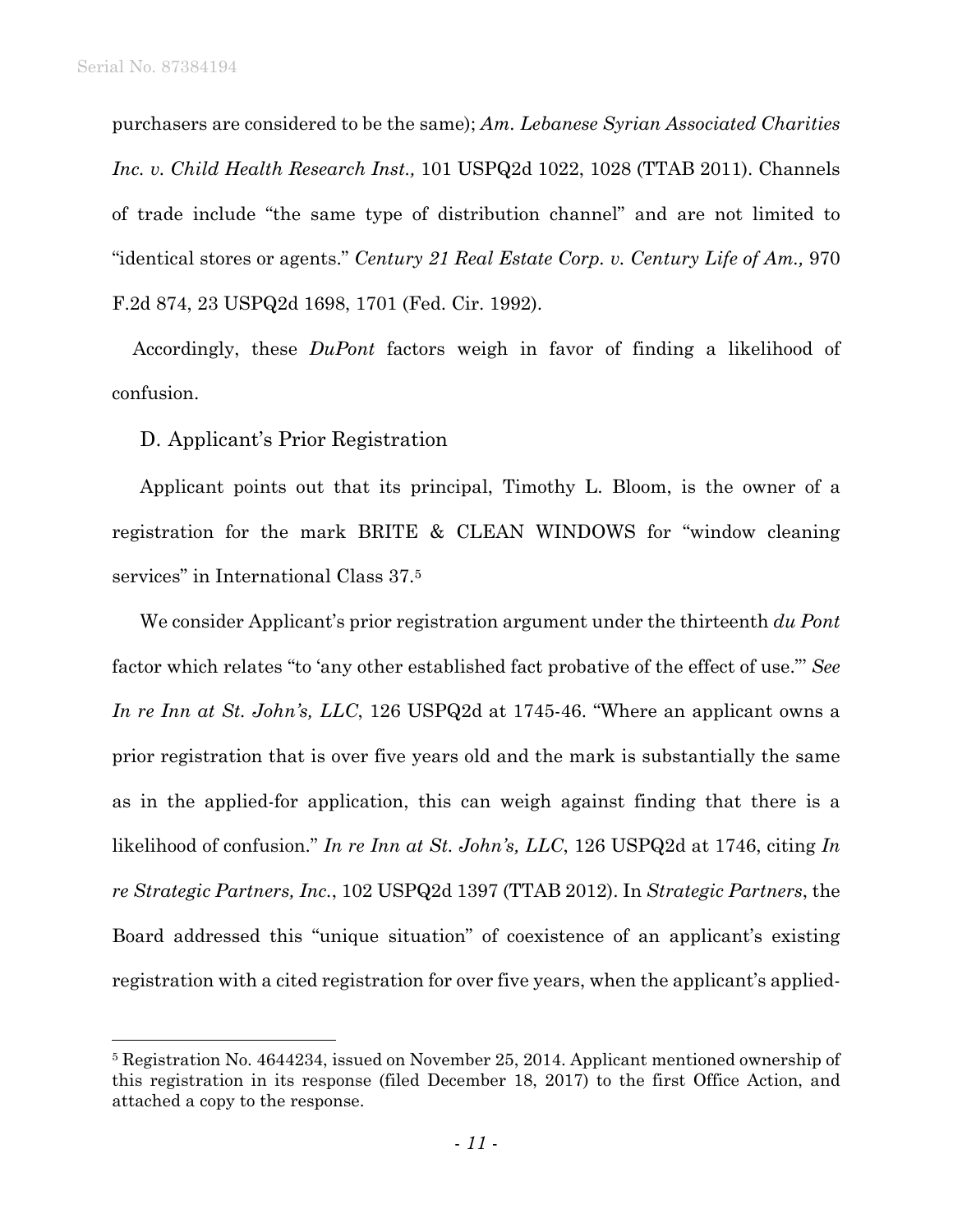purchasers are considered to be the same); *Am. Lebanese Syrian Associated Charities Inc. v. Child Health Research Inst.,* 101 USPQ2d 1022, 1028 (TTAB 2011). Channels of trade include "the same type of distribution channel" and are not limited to "identical stores or agents." *Century 21 Real Estate Corp. v. Century Life of Am.,* 970 F.2d 874, 23 USPQ2d 1698, 1701 (Fed. Cir. 1992).

Accordingly, these *DuPont* factors weigh in favor of finding a likelihood of confusion.

D. Applicant's Prior Registration

Applicant points out that its principal, Timothy L. Bloom, is the owner of a registration for the mark BRITE & CLEAN WINDOWS for "window cleaning services" in International Class 37.[5]

We consider Applicant's prior registration argument under the thirteenth *du Pont* factor which relates "to 'any other established fact probative of the effect of use.'" *See In re Inn at St. John's, LLC*, 126 USPQ2d at 1745-46. "Where an applicant owns a prior registration that is over five years old and the mark is substantially the same as in the applied-for application, this can weigh against finding that there is a likelihood of confusion." *In re Inn at St. John's, LLC*, 126 USPQ2d at 1746, citing *In re Strategic Partners, Inc.*, 102 USPQ2d 1397 (TTAB 2012). In *Strategic Partners*, the Board addressed this "unique situation" of coexistence of an applicant's existing registration with a cited registration for over five years, when the applicant's applied-

---

[5] Registration No. 4644234, issued on November 25, 2014. Applicant mentioned ownership of this registration in its response (filed December 18, 2017) to the first Office Action, and attached a copy to the response.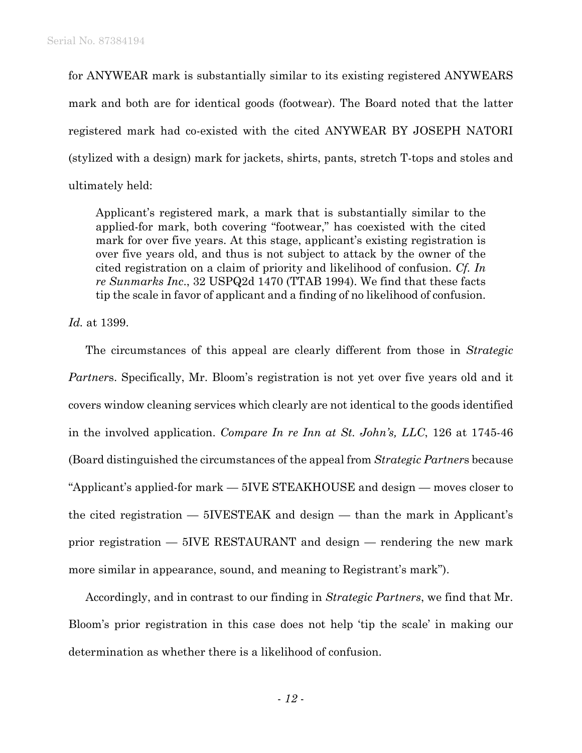for ANYWEAR mark is substantially similar to its existing registered ANYWEARS mark and both are for identical goods (footwear). The Board noted that the latter registered mark had co-existed with the cited ANYWEAR BY JOSEPH NATORI (stylized with a design) mark for jackets, shirts, pants, stretch T-tops and stoles and ultimately held:

> Applicant's registered mark, a mark that is substantially similar to the applied-for mark, both covering "footwear," has coexisted with the cited mark for over five years. At this stage, applicant's existing registration is over five years old, and thus is not subject to attack by the owner of the cited registration on a claim of priority and likelihood of confusion. *Cf. In re Sunmarks Inc.*, 32 USPQ2d 1470 (TTAB 1994). We find that these facts tip the scale in favor of applicant and a finding of no likelihood of confusion.

*Id.* at 1399.

The circumstances of this appeal are clearly different from those in *Strategic Partners*. Specifically, Mr. Bloom's registration is not yet over five years old and it covers window cleaning services which clearly are not identical to the goods identified in the involved application. *Compare In re Inn at St. John's, LLC*, 126 at 1745-46 (Board distinguished the circumstances of the appeal from *Strategic Partners* because "Applicant's applied-for mark — 5IVE STEAKHOUSE and design — moves closer to the cited registration — 5IVESTEAK and design — than the mark in Applicant's prior registration — 5IVE RESTAURANT and design — rendering the new mark more similar in appearance, sound, and meaning to Registrant's mark").

Accordingly, and in contrast to our finding in *Strategic Partners*, we find that Mr. Bloom's prior registration in this case does not help 'tip the scale' in making our determination as whether there is a likelihood of confusion.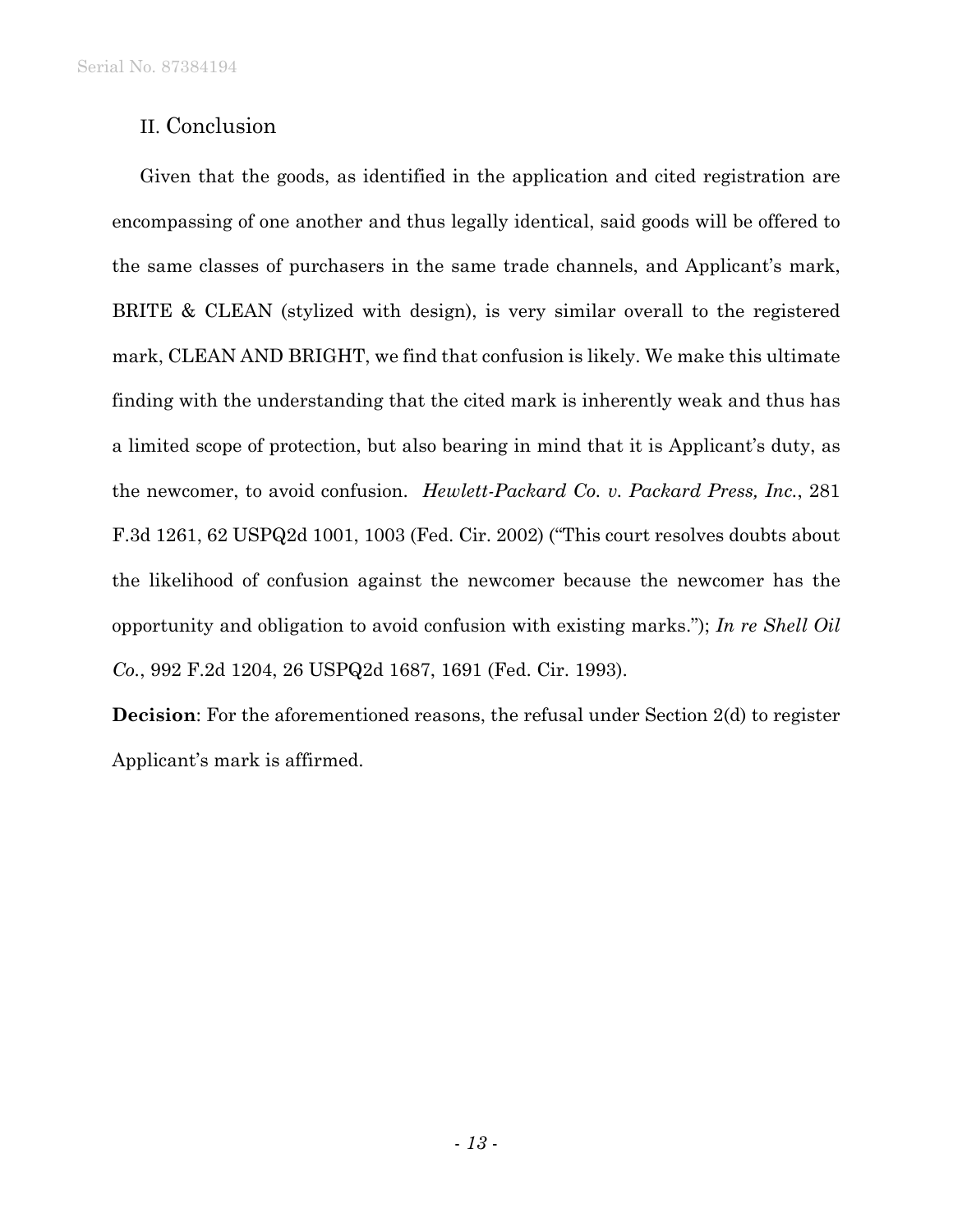## II. Conclusion

Given that the goods, as identified in the application and cited registration are encompassing of one another and thus legally identical, said goods will be offered to the same classes of purchasers in the same trade channels, and Applicant's mark, BRITE & CLEAN (stylized with design), is very similar overall to the registered mark, CLEAN AND BRIGHT, we find that confusion is likely. We make this ultimate finding with the understanding that the cited mark is inherently weak and thus has a limited scope of protection, but also bearing in mind that it is Applicant's duty, as the newcomer, to avoid confusion. *Hewlett-Packard Co. v. Packard Press, Inc.*, 281 F.3d 1261, 62 USPQ2d 1001, 1003 (Fed. Cir. 2002) ("This court resolves doubts about the likelihood of confusion against the newcomer because the newcomer has the opportunity and obligation to avoid confusion with existing marks."); *In re Shell Oil Co.*, 992 F.2d 1204, 26 USPQ2d 1687, 1691 (Fed. Cir. 1993).

**Decision**: For the aforementioned reasons, the refusal under Section 2(d) to register Applicant's mark is affirmed.